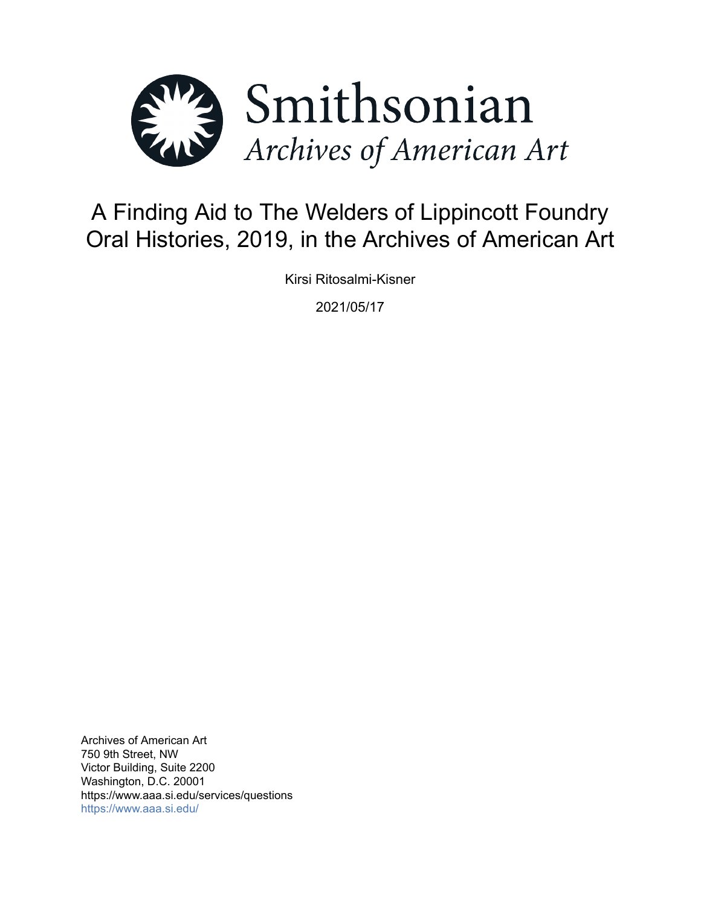Smithsonian

*Archives of American Art*

# A Finding Aid to The Welders of Lippincott Foundry Oral Histories, 2019, in the Archives of American Art

Kirsi Ritosalmi-Kisner

2021/05/17

Archives of American Art
750 9th Street, NW
Victor Building, Suite 2200
Washington, D.C. 20001
https://www.aaa.si.edu/services/questions
https://www.aaa.si.edu/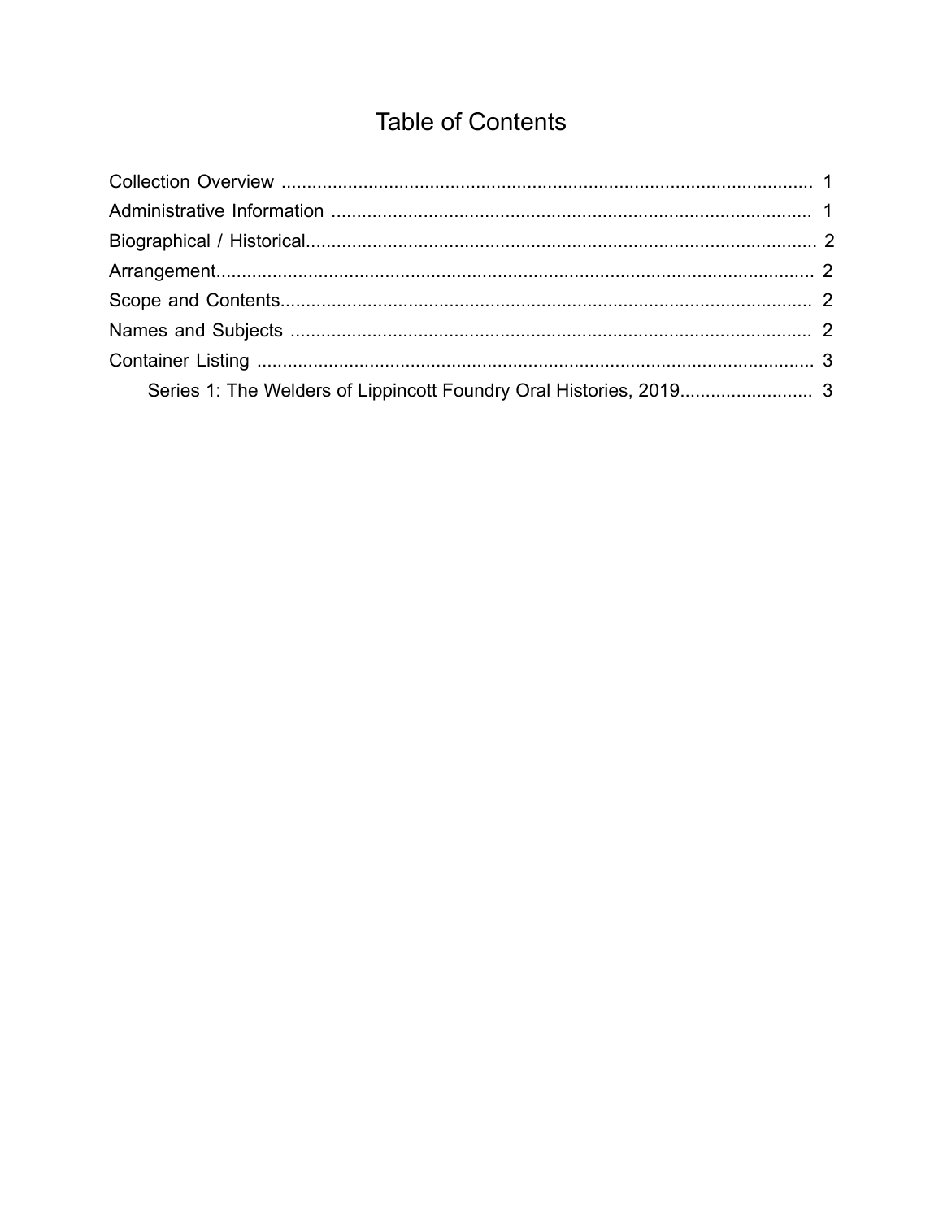# Table of Contents

- Collection Overview ........ 1
- Administrative Information ........ 1
- Biographical / Historical ........ 2
- Arrangement ........ 2
- Scope and Contents ........ 2
- Names and Subjects ........ 2
- Container Listing ........ 3
  - Series 1: The Welders of Lippincott Foundry Oral Histories, 2019 ........ 3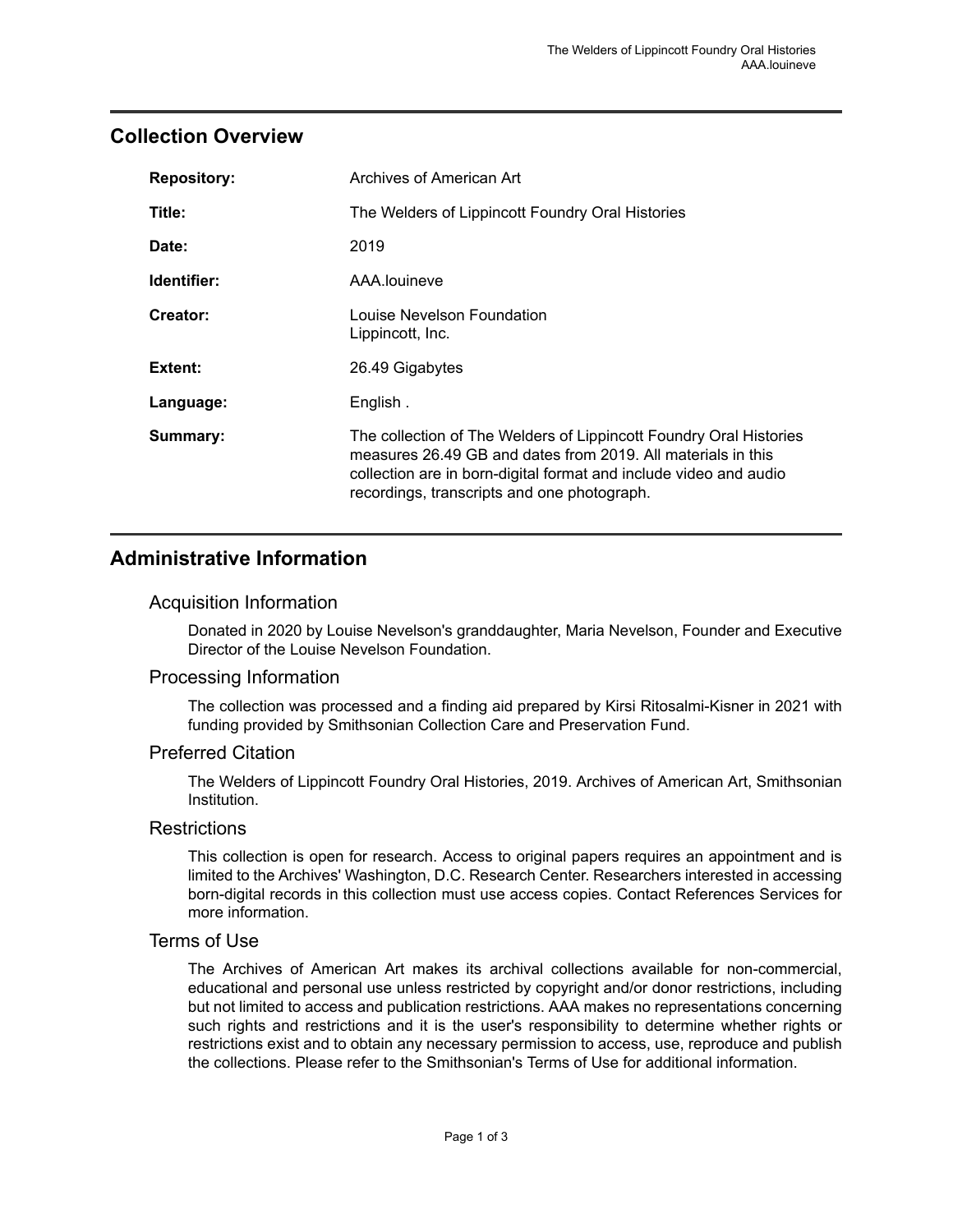## Collection Overview

| | |
|---|---|
| **Repository:** | Archives of American Art |
| **Title:** | The Welders of Lippincott Foundry Oral Histories |
| **Date:** | 2019 |
| **Identifier:** | AAA.louineve |
| **Creator:** | Louise Nevelson Foundation<br>Lippincott, Inc. |
| **Extent:** | 26.49 Gigabytes |
| **Language:** | English . |
| **Summary:** | The collection of The Welders of Lippincott Foundry Oral Histories measures 26.49 GB and dates from 2019. All materials in this collection are in born-digital format and include video and audio recordings, transcripts and one photograph. |

## Administrative Information

### Acquisition Information

Donated in 2020 by Louise Nevelson's granddaughter, Maria Nevelson, Founder and Executive Director of the Louise Nevelson Foundation.

### Processing Information

The collection was processed and a finding aid prepared by Kirsi Ritosalmi-Kisner in 2021 with funding provided by Smithsonian Collection Care and Preservation Fund.

### Preferred Citation

The Welders of Lippincott Foundry Oral Histories, 2019. Archives of American Art, Smithsonian Institution.

### Restrictions

This collection is open for research. Access to original papers requires an appointment and is limited to the Archives' Washington, D.C. Research Center. Researchers interested in accessing born-digital records in this collection must use access copies. Contact References Services for more information.

### Terms of Use

The Archives of American Art makes its archival collections available for non-commercial, educational and personal use unless restricted by copyright and/or donor restrictions, including but not limited to access and publication restrictions. AAA makes no representations concerning such rights and restrictions and it is the user's responsibility to determine whether rights or restrictions exist and to obtain any necessary permission to access, use, reproduce and publish the collections. Please refer to the Smithsonian's Terms of Use for additional information.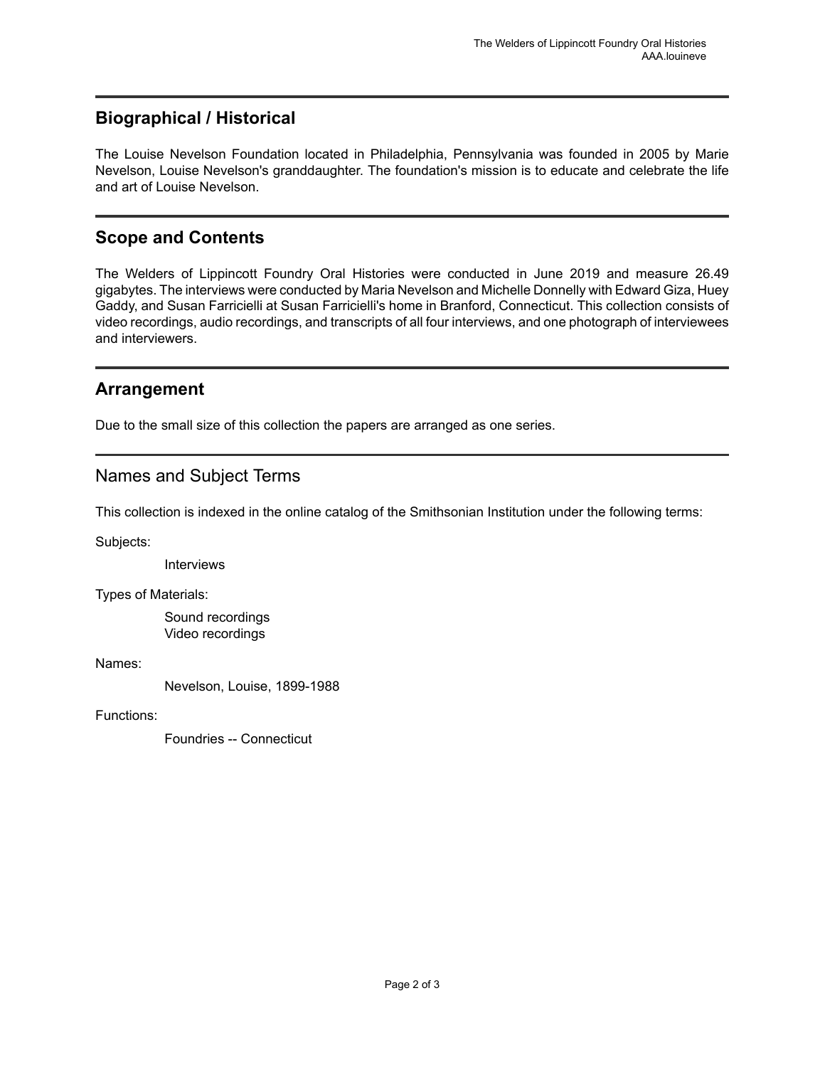## Biographical / Historical

The Louise Nevelson Foundation located in Philadelphia, Pennsylvania was founded in 2005 by Marie Nevelson, Louise Nevelson's granddaughter. The foundation's mission is to educate and celebrate the life and art of Louise Nevelson.

## Scope and Contents

The Welders of Lippincott Foundry Oral Histories were conducted in June 2019 and measure 26.49 gigabytes. The interviews were conducted by Maria Nevelson and Michelle Donnelly with Edward Giza, Huey Gaddy, and Susan Farricielli at Susan Farricielli's home in Branford, Connecticut. This collection consists of video recordings, audio recordings, and transcripts of all four interviews, and one photograph of interviewees and interviewers.

## Arrangement

Due to the small size of this collection the papers are arranged as one series.

## Names and Subject Terms

This collection is indexed in the online catalog of the Smithsonian Institution under the following terms:

Subjects:

- Interviews

Types of Materials:

- Sound recordings
- Video recordings

Names:

- Nevelson, Louise, 1899-1988

Functions:

- Foundries -- Connecticut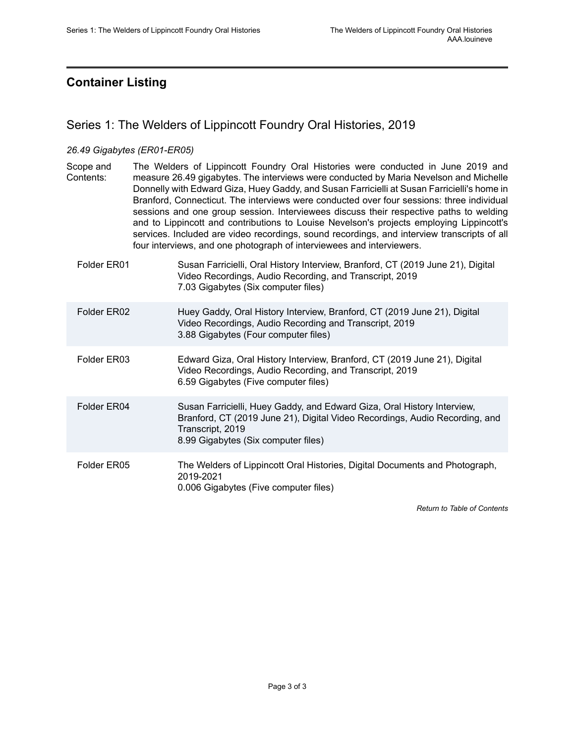## Container Listing

### Series 1: The Welders of Lippincott Foundry Oral Histories, 2019

*26.49 Gigabytes (ER01-ER05)*

Scope and Contents: The Welders of Lippincott Foundry Oral Histories were conducted in June 2019 and measure 26.49 gigabytes. The interviews were conducted by Maria Nevelson and Michelle Donnelly with Edward Giza, Huey Gaddy, and Susan Farricielli at Susan Farricielli's home in Branford, Connecticut. The interviews were conducted over four sessions: three individual sessions and one group session. Interviewees discuss their respective paths to welding and to Lippincott and contributions to Louise Nevelson's projects employing Lippincott's services. Included are video recordings, sound recordings, and interview transcripts of all four interviews, and one photograph of interviewees and interviewers.

| | |
|---|---|
| Folder ER01 | Susan Farricielli, Oral History Interview, Branford, CT (2019 June 21), Digital Video Recordings, Audio Recording, and Transcript, 2019<br>7.03 Gigabytes (Six computer files) |
| Folder ER02 | Huey Gaddy, Oral History Interview, Branford, CT (2019 June 21), Digital Video Recordings, Audio Recording and Transcript, 2019<br>3.88 Gigabytes (Four computer files) |
| Folder ER03 | Edward Giza, Oral History Interview, Branford, CT (2019 June 21), Digital Video Recordings, Audio Recording, and Transcript, 2019<br>6.59 Gigabytes (Five computer files) |
| Folder ER04 | Susan Farricielli, Huey Gaddy, and Edward Giza, Oral History Interview, Branford, CT (2019 June 21), Digital Video Recordings, Audio Recording, and Transcript, 2019<br>8.99 Gigabytes (Six computer files) |
| Folder ER05 | The Welders of Lippincott Oral Histories, Digital Documents and Photograph, 2019-2021<br>0.006 Gigabytes (Five computer files) |

*Return to Table of Contents*